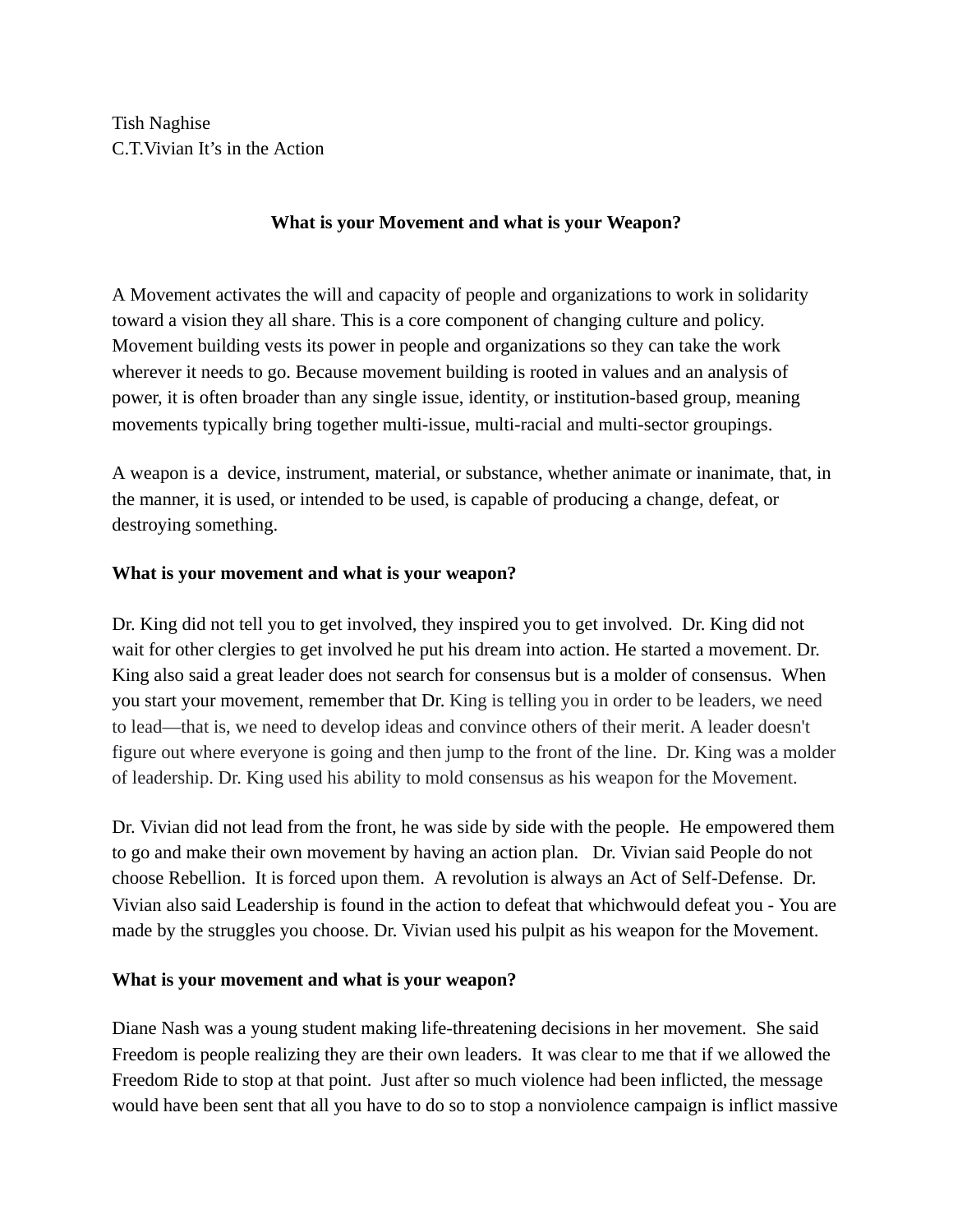Tish Naghise
C.T.Vivian It's in the Action

## What is your Movement and what is your Weapon?

A Movement activates the will and capacity of people and organizations to work in solidarity toward a vision they all share. This is a core component of changing culture and policy. Movement building vests its power in people and organizations so they can take the work wherever it needs to go. Because movement building is rooted in values and an analysis of power, it is often broader than any single issue, identity, or institution-based group, meaning movements typically bring together multi-issue, multi-racial and multi-sector groupings.

A weapon is a device, instrument, material, or substance, whether animate or inanimate, that, in the manner, it is used, or intended to be used, is capable of producing a change, defeat, or destroying something.

**What is your movement and what is your weapon?**

Dr. King did not tell you to get involved, they inspired you to get involved. Dr. King did not wait for other clergies to get involved he put his dream into action. He started a movement. Dr. King also said a great leader does not search for consensus but is a molder of consensus. When you start your movement, remember that Dr. King is telling you in order to be leaders, we need to lead—that is, we need to develop ideas and convince others of their merit. A leader doesn't figure out where everyone is going and then jump to the front of the line. Dr. King was a molder of leadership. Dr. King used his ability to mold consensus as his weapon for the Movement.

Dr. Vivian did not lead from the front, he was side by side with the people. He empowered them to go and make their own movement by having an action plan. Dr. Vivian said People do not choose Rebellion. It is forced upon them. A revolution is always an Act of Self-Defense. Dr. Vivian also said Leadership is found in the action to defeat that whichwould defeat you - You are made by the struggles you choose. Dr. Vivian used his pulpit as his weapon for the Movement.

**What is your movement and what is your weapon?**

Diane Nash was a young student making life-threatening decisions in her movement. She said Freedom is people realizing they are their own leaders. It was clear to me that if we allowed the Freedom Ride to stop at that point. Just after so much violence had been inflicted, the message would have been sent that all you have to do so to stop a nonviolence campaign is inflict massive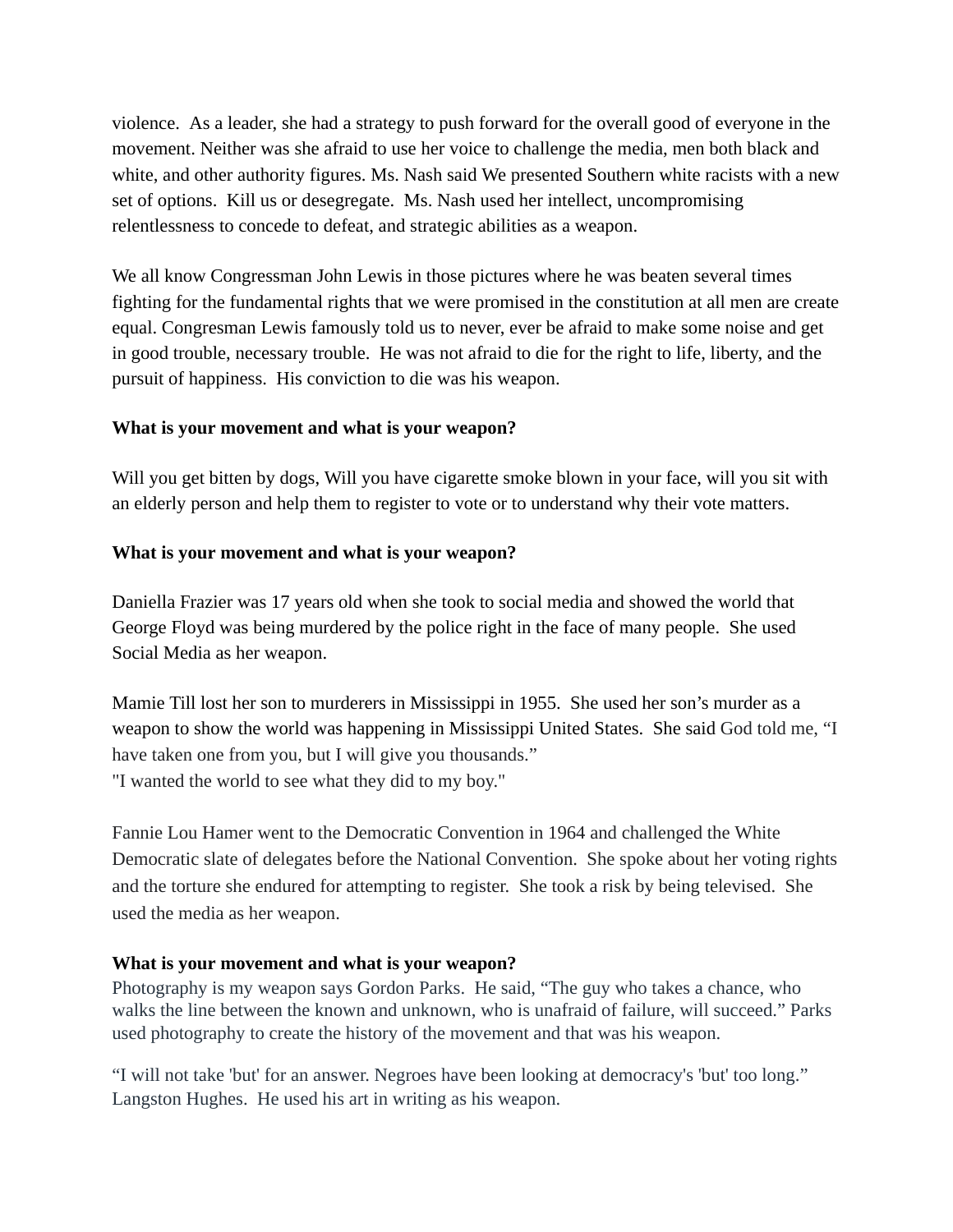violence.  As a leader, she had a strategy to push forward for the overall good of everyone in the movement. Neither was she afraid to use her voice to challenge the media, men both black and white, and other authority figures. Ms. Nash said We presented Southern white racists with a new set of options.  Kill us or desegregate.  Ms. Nash used her intellect, uncompromising relentlessness to concede to defeat, and strategic abilities as a weapon.

We all know Congressman John Lewis in those pictures where he was beaten several times fighting for the fundamental rights that we were promised in the constitution at all men are create equal. Congresman Lewis famously told us to never, ever be afraid to make some noise and get in good trouble, necessary trouble.  He was not afraid to die for the right to life, liberty, and the pursuit of happiness.  His conviction to die was his weapon.

**What is your movement and what is your weapon?**

Will you get bitten by dogs, Will you have cigarette smoke blown in your face, will you sit with an elderly person and help them to register to vote or to understand why their vote matters.

**What is your movement and what is your weapon?**

Daniella Frazier was 17 years old when she took to social media and showed the world that George Floyd was being murdered by the police right in the face of many people.  She used Social Media as her weapon.

Mamie Till lost her son to murderers in Mississippi in 1955.  She used her son's murder as a weapon to show the world was happening in Mississippi United States.  She said God told me, "I have taken one from you, but I will give you thousands."
"I wanted the world to see what they did to my boy."

Fannie Lou Hamer went to the Democratic Convention in 1964 and challenged the White Democratic slate of delegates before the National Convention.  She spoke about her voting rights and the torture she endured for attempting to register.  She took a risk by being televised.  She used the media as her weapon.

**What is your movement and what is your weapon?**

Photography is my weapon says Gordon Parks.  He said, "The guy who takes a chance, who walks the line between the known and unknown, who is unafraid of failure, will succeed." Parks used photography to create the history of the movement and that was his weapon.

"I will not take 'but' for an answer. Negroes have been looking at democracy's 'but' too long." Langston Hughes.  He used his art in writing as his weapon.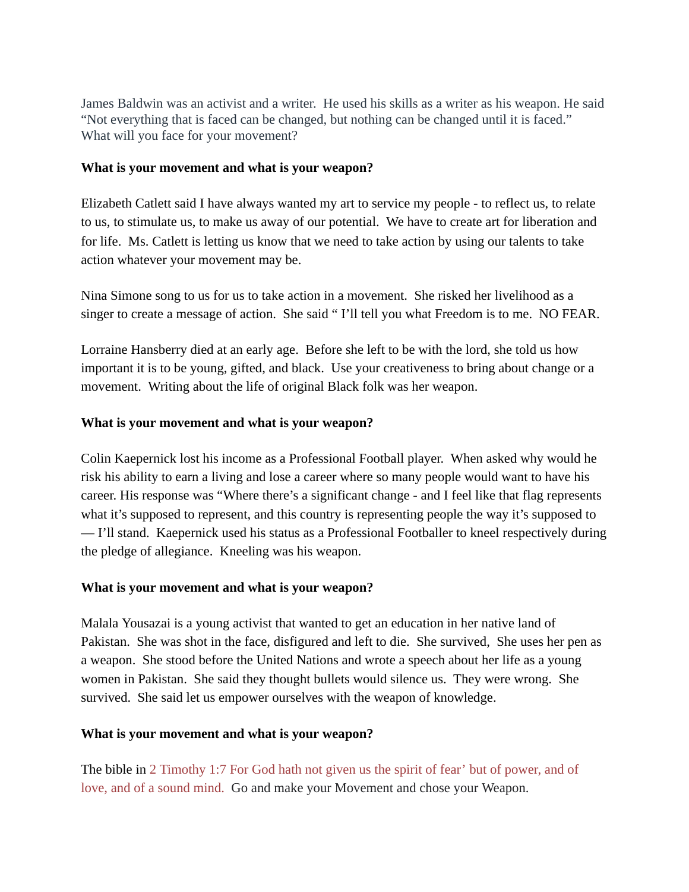James Baldwin was an activist and a writer. He used his skills as a writer as his weapon. He said "Not everything that is faced can be changed, but nothing can be changed until it is faced." What will you face for your movement?

**What is your movement and what is your weapon?**

Elizabeth Catlett said I have always wanted my art to service my people - to reflect us, to relate to us, to stimulate us, to make us away of our potential. We have to create art for liberation and for life. Ms. Catlett is letting us know that we need to take action by using our talents to take action whatever your movement may be.

Nina Simone song to us for us to take action in a movement. She risked her livelihood as a singer to create a message of action. She said " I'll tell you what Freedom is to me. NO FEAR.

Lorraine Hansberry died at an early age. Before she left to be with the lord, she told us how important it is to be young, gifted, and black. Use your creativeness to bring about change or a movement. Writing about the life of original Black folk was her weapon.

**What is your movement and what is your weapon?**

Colin Kaepernick lost his income as a Professional Football player. When asked why would he risk his ability to earn a living and lose a career where so many people would want to have his career. His response was "Where there's a significant change - and I feel like that flag represents what it's supposed to represent, and this country is representing people the way it's supposed to — I'll stand. Kaepernick used his status as a Professional Footballer to kneel respectively during the pledge of allegiance. Kneeling was his weapon.

**What is your movement and what is your weapon?**

Malala Yousazai is a young activist that wanted to get an education in her native land of Pakistan. She was shot in the face, disfigured and left to die. She survived, She uses her pen as a weapon. She stood before the United Nations and wrote a speech about her life as a young women in Pakistan. She said they thought bullets would silence us. They were wrong. She survived. She said let us empower ourselves with the weapon of knowledge.

**What is your movement and what is your weapon?**

The bible in 2 Timothy 1:7 For God hath not given us the spirit of fear' but of power, and of love, and of a sound mind. Go and make your Movement and chose your Weapon.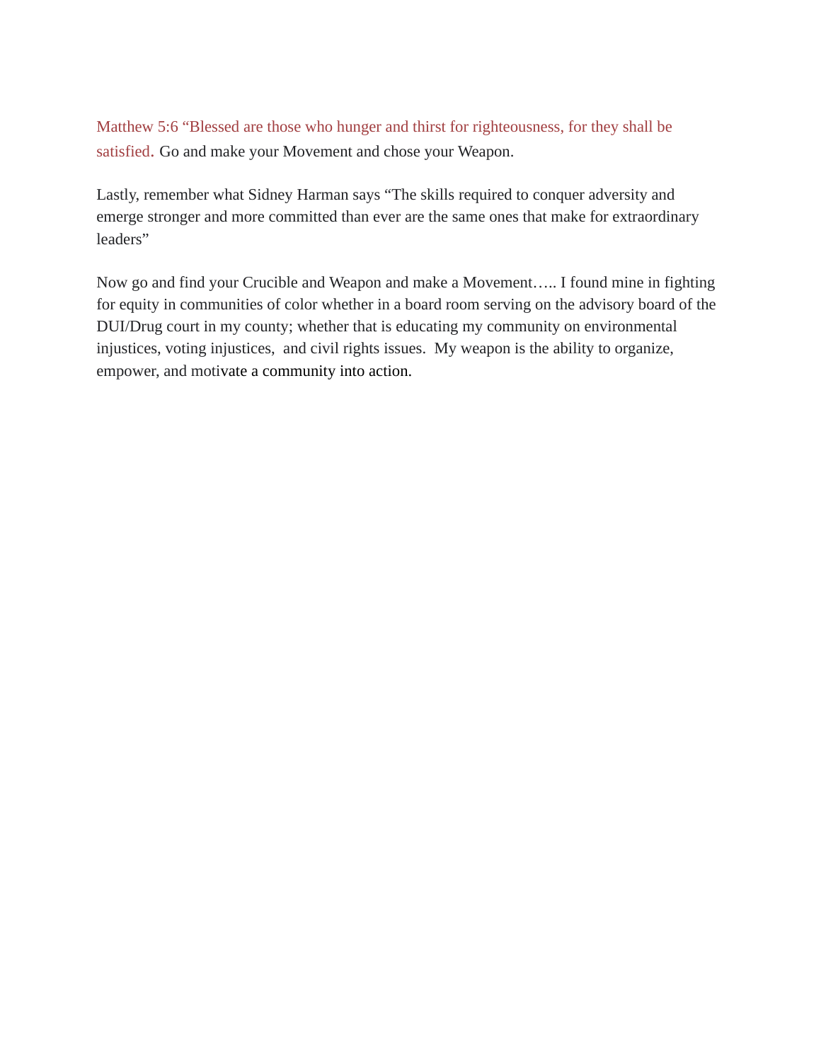Matthew 5:6 “Blessed are those who hunger and thirst for righteousness, for they shall be satisfied. Go and make your Movement and chose your Weapon.

Lastly, remember what Sidney Harman says “The skills required to conquer adversity and emerge stronger and more committed than ever are the same ones that make for extraordinary leaders”

Now go and find your Crucible and Weapon and make a Movement….. I found mine in fighting for equity in communities of color whether in a board room serving on the advisory board of the DUI/Drug court in my county; whether that is educating my community on environmental injustices, voting injustices, and civil rights issues. My weapon is the ability to organize, empower, and motivate a community into action.